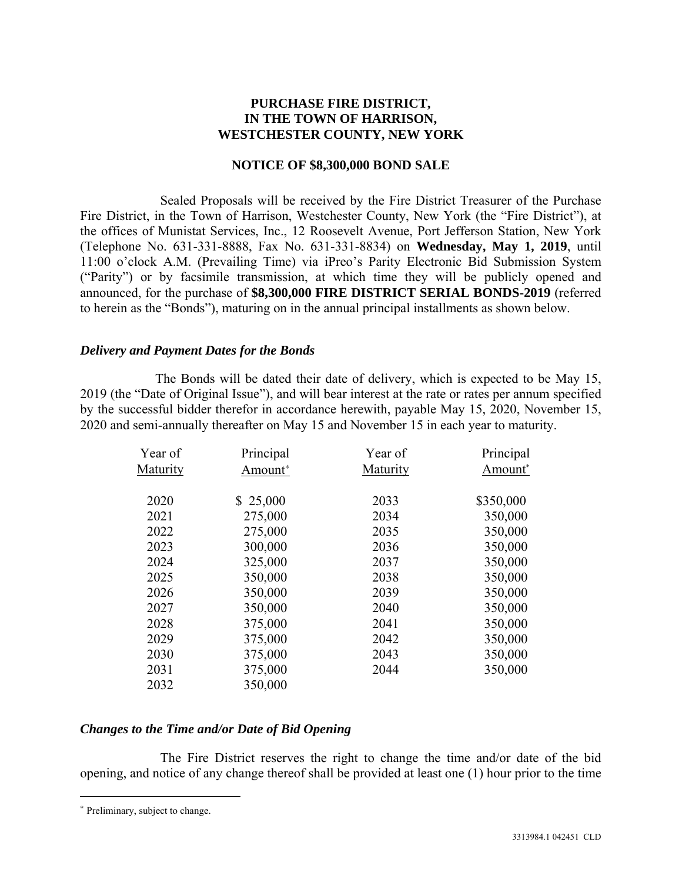**PURCHASE FIRE DISTRICT,**
**IN THE TOWN OF HARRISON,**
**WESTCHESTER COUNTY, NEW YORK**

**NOTICE OF $8,300,000 BOND SALE**

Sealed Proposals will be received by the Fire District Treasurer of the Purchase Fire District, in the Town of Harrison, Westchester County, New York (the "Fire District"), at the offices of Munistat Services, Inc., 12 Roosevelt Avenue, Port Jefferson Station, New York (Telephone No. 631-331-8888, Fax No. 631-331-8834) on **Wednesday, May 1, 2019**, until 11:00 o'clock A.M. (Prevailing Time) via iPreo's Parity Electronic Bid Submission System ("Parity") or by facsimile transmission, at which time they will be publicly opened and announced, for the purchase of **$8,300,000 FIRE DISTRICT SERIAL BONDS-2019** (referred to herein as the "Bonds"), maturing on in the annual principal installments as shown below.

### *Delivery and Payment Dates for the Bonds*

The Bonds will be dated their date of delivery, which is expected to be May 15, 2019 (the "Date of Original Issue"), and will bear interest at the rate or rates per annum specified by the successful bidder therefor in accordance herewith, payable May 15, 2020, November 15, 2020 and semi-annually thereafter on May 15 and November 15 in each year to maturity.

| Year of Maturity | Principal Amount* | Year of Maturity | Principal Amount* |
|---|---|---|---|
| 2020 | $ 25,000 | 2033 | $350,000 |
| 2021 | 275,000 | 2034 | 350,000 |
| 2022 | 275,000 | 2035 | 350,000 |
| 2023 | 300,000 | 2036 | 350,000 |
| 2024 | 325,000 | 2037 | 350,000 |
| 2025 | 350,000 | 2038 | 350,000 |
| 2026 | 350,000 | 2039 | 350,000 |
| 2027 | 350,000 | 2040 | 350,000 |
| 2028 | 375,000 | 2041 | 350,000 |
| 2029 | 375,000 | 2042 | 350,000 |
| 2030 | 375,000 | 2043 | 350,000 |
| 2031 | 375,000 | 2044 | 350,000 |
| 2032 | 350,000 | | |

### *Changes to the Time and/or Date of Bid Opening*

The Fire District reserves the right to change the time and/or date of the bid opening, and notice of any change thereof shall be provided at least one (1) hour prior to the time

\* Preliminary, subject to change.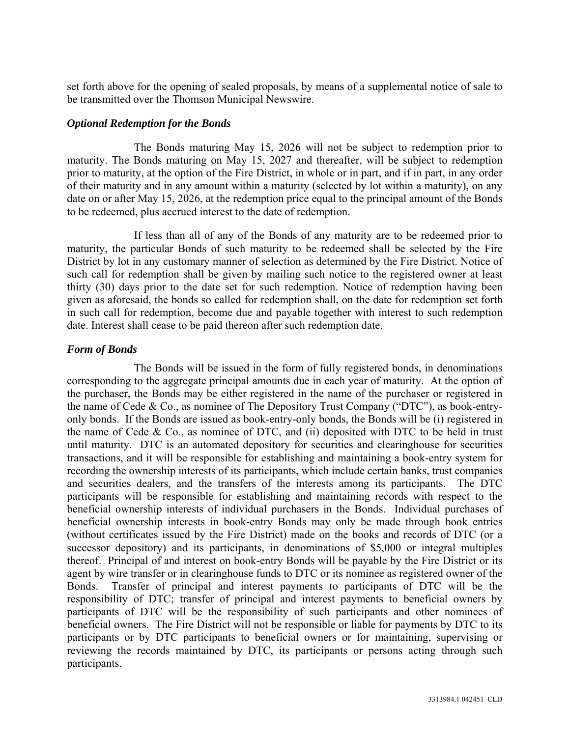set forth above for the opening of sealed proposals, by means of a supplemental notice of sale to be transmitted over the Thomson Municipal Newswire.

### *Optional Redemption for the Bonds*

The Bonds maturing May 15, 2026 will not be subject to redemption prior to maturity. The Bonds maturing on May 15, 2027 and thereafter, will be subject to redemption prior to maturity, at the option of the Fire District, in whole or in part, and if in part, in any order of their maturity and in any amount within a maturity (selected by lot within a maturity), on any date on or after May 15, 2026, at the redemption price equal to the principal amount of the Bonds to be redeemed, plus accrued interest to the date of redemption.

If less than all of any of the Bonds of any maturity are to be redeemed prior to maturity, the particular Bonds of such maturity to be redeemed shall be selected by the Fire District by lot in any customary manner of selection as determined by the Fire District. Notice of such call for redemption shall be given by mailing such notice to the registered owner at least thirty (30) days prior to the date set for such redemption. Notice of redemption having been given as aforesaid, the bonds so called for redemption shall, on the date for redemption set forth in such call for redemption, become due and payable together with interest to such redemption date. Interest shall cease to be paid thereon after such redemption date.

### *Form of Bonds*

The Bonds will be issued in the form of fully registered bonds, in denominations corresponding to the aggregate principal amounts due in each year of maturity. At the option of the purchaser, the Bonds may be either registered in the name of the purchaser or registered in the name of Cede & Co., as nominee of The Depository Trust Company ("DTC"), as book-entry-only bonds. If the Bonds are issued as book-entry-only bonds, the Bonds will be (i) registered in the name of Cede & Co., as nominee of DTC, and (ii) deposited with DTC to be held in trust until maturity. DTC is an automated depository for securities and clearinghouse for securities transactions, and it will be responsible for establishing and maintaining a book-entry system for recording the ownership interests of its participants, which include certain banks, trust companies and securities dealers, and the transfers of the interests among its participants. The DTC participants will be responsible for establishing and maintaining records with respect to the beneficial ownership interests of individual purchasers in the Bonds. Individual purchases of beneficial ownership interests in book-entry Bonds may only be made through book entries (without certificates issued by the Fire District) made on the books and records of DTC (or a successor depository) and its participants, in denominations of $5,000 or integral multiples thereof. Principal of and interest on book-entry Bonds will be payable by the Fire District or its agent by wire transfer or in clearinghouse funds to DTC or its nominee as registered owner of the Bonds. Transfer of principal and interest payments to participants of DTC will be the responsibility of DTC; transfer of principal and interest payments to beneficial owners by participants of DTC will be the responsibility of such participants and other nominees of beneficial owners. The Fire District will not be responsible or liable for payments by DTC to its participants or by DTC participants to beneficial owners or for maintaining, supervising or reviewing the records maintained by DTC, its participants or persons acting through such participants.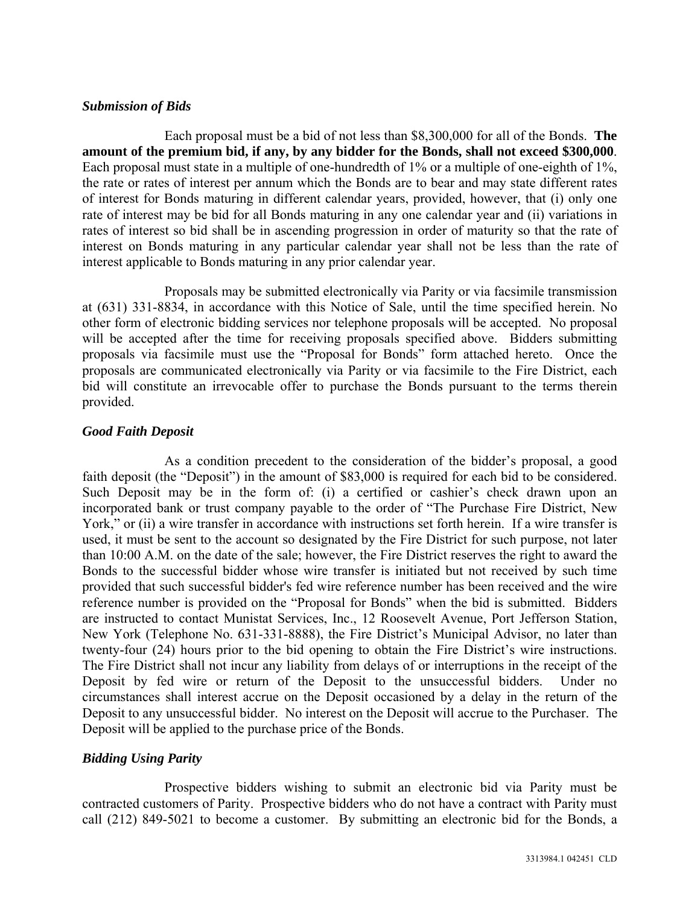***Submission of Bids***

Each proposal must be a bid of not less than $8,300,000 for all of the Bonds. **The amount of the premium bid, if any, by any bidder for the Bonds, shall not exceed $300,000**. Each proposal must state in a multiple of one-hundredth of 1% or a multiple of one-eighth of 1%, the rate or rates of interest per annum which the Bonds are to bear and may state different rates of interest for Bonds maturing in different calendar years, provided, however, that (i) only one rate of interest may be bid for all Bonds maturing in any one calendar year and (ii) variations in rates of interest so bid shall be in ascending progression in order of maturity so that the rate of interest on Bonds maturing in any particular calendar year shall not be less than the rate of interest applicable to Bonds maturing in any prior calendar year.

Proposals may be submitted electronically via Parity or via facsimile transmission at (631) 331-8834, in accordance with this Notice of Sale, until the time specified herein. No other form of electronic bidding services nor telephone proposals will be accepted. No proposal will be accepted after the time for receiving proposals specified above. Bidders submitting proposals via facsimile must use the "Proposal for Bonds" form attached hereto. Once the proposals are communicated electronically via Parity or via facsimile to the Fire District, each bid will constitute an irrevocable offer to purchase the Bonds pursuant to the terms therein provided.

***Good Faith Deposit***

As a condition precedent to the consideration of the bidder's proposal, a good faith deposit (the "Deposit") in the amount of $83,000 is required for each bid to be considered. Such Deposit may be in the form of: (i) a certified or cashier's check drawn upon an incorporated bank or trust company payable to the order of "The Purchase Fire District, New York," or (ii) a wire transfer in accordance with instructions set forth herein. If a wire transfer is used, it must be sent to the account so designated by the Fire District for such purpose, not later than 10:00 A.M. on the date of the sale; however, the Fire District reserves the right to award the Bonds to the successful bidder whose wire transfer is initiated but not received by such time provided that such successful bidder's fed wire reference number has been received and the wire reference number is provided on the "Proposal for Bonds" when the bid is submitted. Bidders are instructed to contact Munistat Services, Inc., 12 Roosevelt Avenue, Port Jefferson Station, New York (Telephone No. 631-331-8888), the Fire District's Municipal Advisor, no later than twenty-four (24) hours prior to the bid opening to obtain the Fire District's wire instructions. The Fire District shall not incur any liability from delays of or interruptions in the receipt of the Deposit by fed wire or return of the Deposit to the unsuccessful bidders. Under no circumstances shall interest accrue on the Deposit occasioned by a delay in the return of the Deposit to any unsuccessful bidder. No interest on the Deposit will accrue to the Purchaser. The Deposit will be applied to the purchase price of the Bonds.

***Bidding Using Parity***

Prospective bidders wishing to submit an electronic bid via Parity must be contracted customers of Parity. Prospective bidders who do not have a contract with Parity must call (212) 849-5021 to become a customer. By submitting an electronic bid for the Bonds, a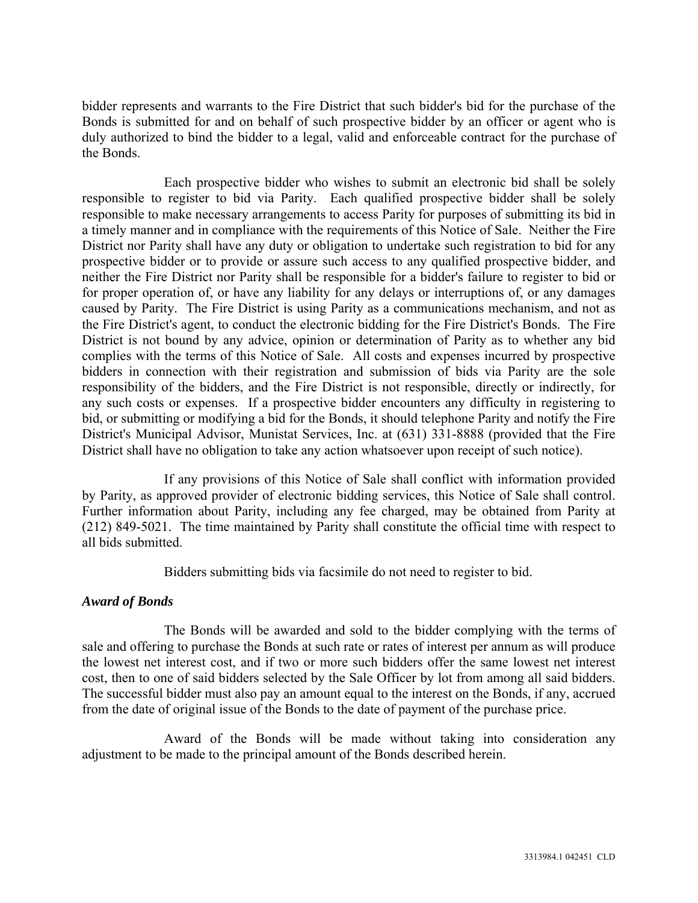bidder represents and warrants to the Fire District that such bidder's bid for the purchase of the Bonds is submitted for and on behalf of such prospective bidder by an officer or agent who is duly authorized to bind the bidder to a legal, valid and enforceable contract for the purchase of the Bonds.

Each prospective bidder who wishes to submit an electronic bid shall be solely responsible to register to bid via Parity. Each qualified prospective bidder shall be solely responsible to make necessary arrangements to access Parity for purposes of submitting its bid in a timely manner and in compliance with the requirements of this Notice of Sale. Neither the Fire District nor Parity shall have any duty or obligation to undertake such registration to bid for any prospective bidder or to provide or assure such access to any qualified prospective bidder, and neither the Fire District nor Parity shall be responsible for a bidder's failure to register to bid or for proper operation of, or have any liability for any delays or interruptions of, or any damages caused by Parity. The Fire District is using Parity as a communications mechanism, and not as the Fire District's agent, to conduct the electronic bidding for the Fire District's Bonds. The Fire District is not bound by any advice, opinion or determination of Parity as to whether any bid complies with the terms of this Notice of Sale. All costs and expenses incurred by prospective bidders in connection with their registration and submission of bids via Parity are the sole responsibility of the bidders, and the Fire District is not responsible, directly or indirectly, for any such costs or expenses. If a prospective bidder encounters any difficulty in registering to bid, or submitting or modifying a bid for the Bonds, it should telephone Parity and notify the Fire District's Municipal Advisor, Munistat Services, Inc. at (631) 331-8888 (provided that the Fire District shall have no obligation to take any action whatsoever upon receipt of such notice).

If any provisions of this Notice of Sale shall conflict with information provided by Parity, as approved provider of electronic bidding services, this Notice of Sale shall control. Further information about Parity, including any fee charged, may be obtained from Parity at (212) 849-5021. The time maintained by Parity shall constitute the official time with respect to all bids submitted.

Bidders submitting bids via facsimile do not need to register to bid.

***Award of Bonds***

The Bonds will be awarded and sold to the bidder complying with the terms of sale and offering to purchase the Bonds at such rate or rates of interest per annum as will produce the lowest net interest cost, and if two or more such bidders offer the same lowest net interest cost, then to one of said bidders selected by the Sale Officer by lot from among all said bidders. The successful bidder must also pay an amount equal to the interest on the Bonds, if any, accrued from the date of original issue of the Bonds to the date of payment of the purchase price.

Award of the Bonds will be made without taking into consideration any adjustment to be made to the principal amount of the Bonds described herein.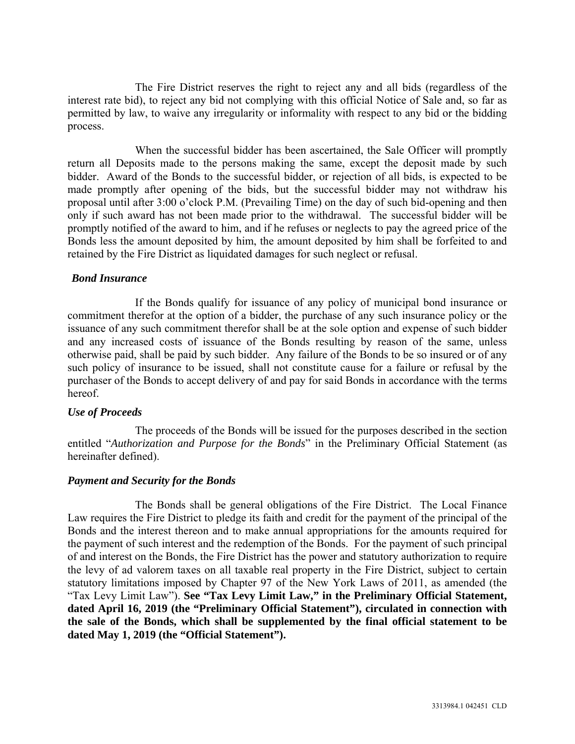The Fire District reserves the right to reject any and all bids (regardless of the interest rate bid), to reject any bid not complying with this official Notice of Sale and, so far as permitted by law, to waive any irregularity or informality with respect to any bid or the bidding process.

When the successful bidder has been ascertained, the Sale Officer will promptly return all Deposits made to the persons making the same, except the deposit made by such bidder. Award of the Bonds to the successful bidder, or rejection of all bids, is expected to be made promptly after opening of the bids, but the successful bidder may not withdraw his proposal until after 3:00 o'clock P.M. (Prevailing Time) on the day of such bid-opening and then only if such award has not been made prior to the withdrawal. The successful bidder will be promptly notified of the award to him, and if he refuses or neglects to pay the agreed price of the Bonds less the amount deposited by him, the amount deposited by him shall be forfeited to and retained by the Fire District as liquidated damages for such neglect or refusal.

***Bond Insurance***

If the Bonds qualify for issuance of any policy of municipal bond insurance or commitment therefor at the option of a bidder, the purchase of any such insurance policy or the issuance of any such commitment therefor shall be at the sole option and expense of such bidder and any increased costs of issuance of the Bonds resulting by reason of the same, unless otherwise paid, shall be paid by such bidder. Any failure of the Bonds to be so insured or of any such policy of insurance to be issued, shall not constitute cause for a failure or refusal by the purchaser of the Bonds to accept delivery of and pay for said Bonds in accordance with the terms hereof.

***Use of Proceeds***

The proceeds of the Bonds will be issued for the purposes described in the section entitled "*Authorization and Purpose for the Bonds*" in the Preliminary Official Statement (as hereinafter defined).

***Payment and Security for the Bonds***

The Bonds shall be general obligations of the Fire District. The Local Finance Law requires the Fire District to pledge its faith and credit for the payment of the principal of the Bonds and the interest thereon and to make annual appropriations for the amounts required for the payment of such interest and the redemption of the Bonds. For the payment of such principal of and interest on the Bonds, the Fire District has the power and statutory authorization to require the levy of ad valorem taxes on all taxable real property in the Fire District, subject to certain statutory limitations imposed by Chapter 97 of the New York Laws of 2011, as amended (the "Tax Levy Limit Law"). **See "Tax Levy Limit Law," in the Preliminary Official Statement, dated April 16, 2019 (the "Preliminary Official Statement"), circulated in connection with the sale of the Bonds, which shall be supplemented by the final official statement to be dated May 1, 2019 (the "Official Statement").**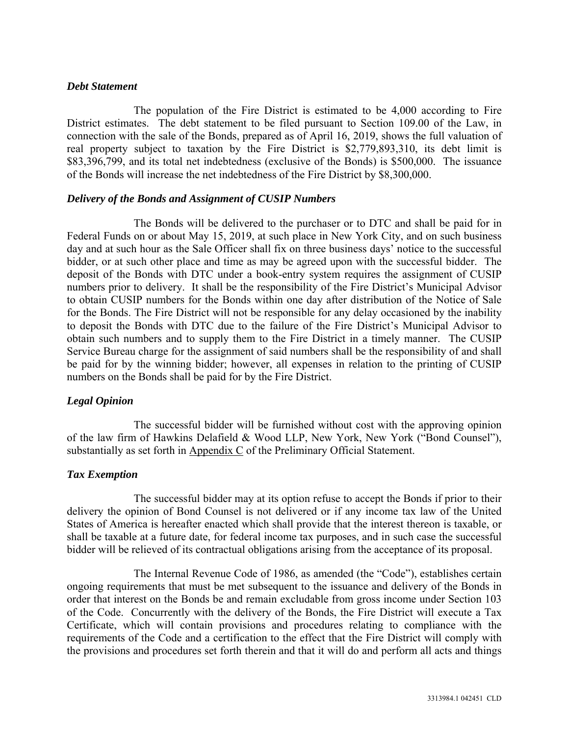### *Debt Statement*

The population of the Fire District is estimated to be 4,000 according to Fire District estimates. The debt statement to be filed pursuant to Section 109.00 of the Law, in connection with the sale of the Bonds, prepared as of April 16, 2019, shows the full valuation of real property subject to taxation by the Fire District is $2,779,893,310, its debt limit is $83,396,799, and its total net indebtedness (exclusive of the Bonds) is $500,000. The issuance of the Bonds will increase the net indebtedness of the Fire District by $8,300,000.

### *Delivery of the Bonds and Assignment of CUSIP Numbers*

The Bonds will be delivered to the purchaser or to DTC and shall be paid for in Federal Funds on or about May 15, 2019, at such place in New York City, and on such business day and at such hour as the Sale Officer shall fix on three business days' notice to the successful bidder, or at such other place and time as may be agreed upon with the successful bidder. The deposit of the Bonds with DTC under a book-entry system requires the assignment of CUSIP numbers prior to delivery. It shall be the responsibility of the Fire District's Municipal Advisor to obtain CUSIP numbers for the Bonds within one day after distribution of the Notice of Sale for the Bonds. The Fire District will not be responsible for any delay occasioned by the inability to deposit the Bonds with DTC due to the failure of the Fire District's Municipal Advisor to obtain such numbers and to supply them to the Fire District in a timely manner. The CUSIP Service Bureau charge for the assignment of said numbers shall be the responsibility of and shall be paid for by the winning bidder; however, all expenses in relation to the printing of CUSIP numbers on the Bonds shall be paid for by the Fire District.

### *Legal Opinion*

The successful bidder will be furnished without cost with the approving opinion of the law firm of Hawkins Delafield & Wood LLP, New York, New York ("Bond Counsel"), substantially as set forth in Appendix C of the Preliminary Official Statement.

### *Tax Exemption*

The successful bidder may at its option refuse to accept the Bonds if prior to their delivery the opinion of Bond Counsel is not delivered or if any income tax law of the United States of America is hereafter enacted which shall provide that the interest thereon is taxable, or shall be taxable at a future date, for federal income tax purposes, and in such case the successful bidder will be relieved of its contractual obligations arising from the acceptance of its proposal.

The Internal Revenue Code of 1986, as amended (the "Code"), establishes certain ongoing requirements that must be met subsequent to the issuance and delivery of the Bonds in order that interest on the Bonds be and remain excludable from gross income under Section 103 of the Code. Concurrently with the delivery of the Bonds, the Fire District will execute a Tax Certificate, which will contain provisions and procedures relating to compliance with the requirements of the Code and a certification to the effect that the Fire District will comply with the provisions and procedures set forth therein and that it will do and perform all acts and things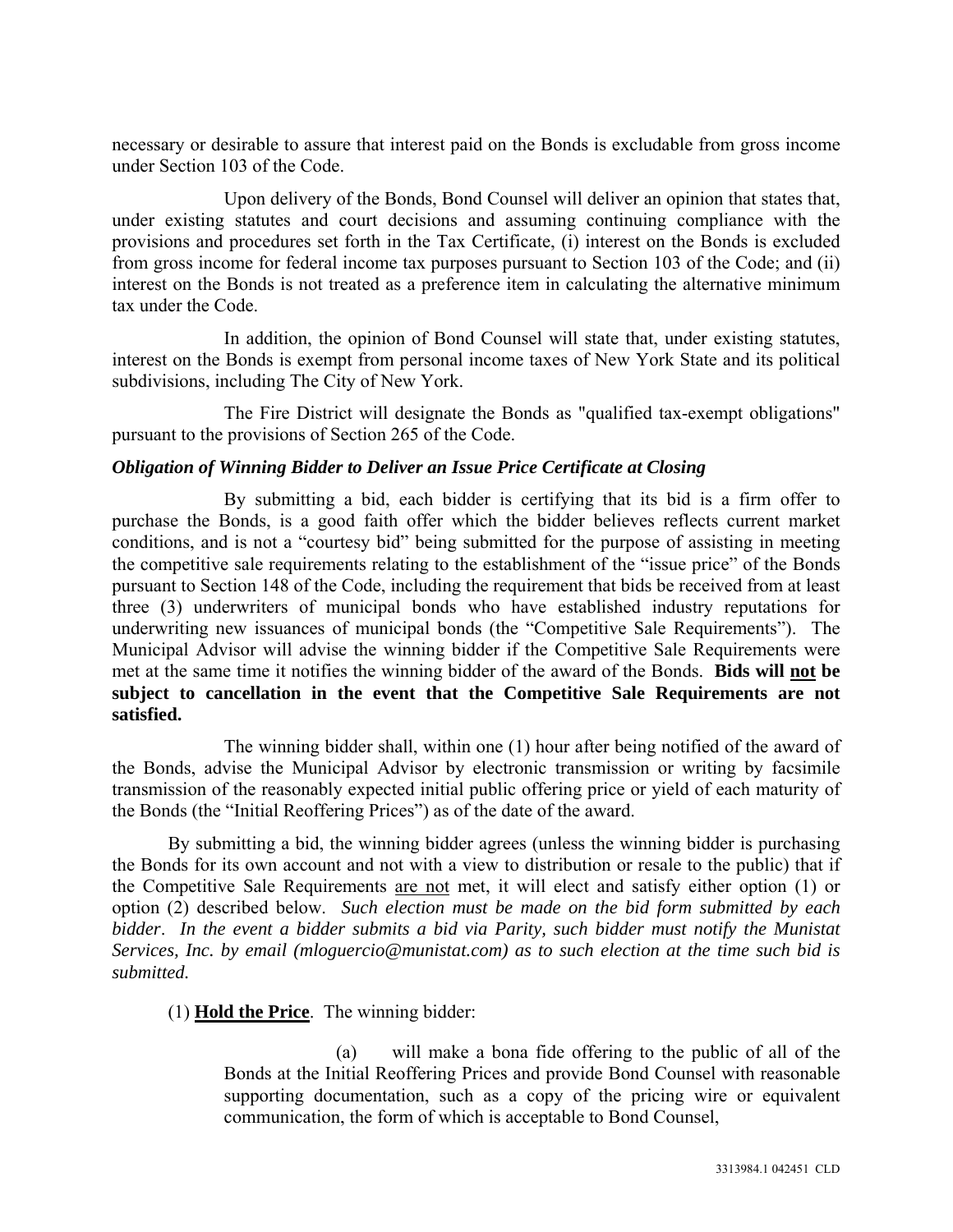necessary or desirable to assure that interest paid on the Bonds is excludable from gross income under Section 103 of the Code.

Upon delivery of the Bonds, Bond Counsel will deliver an opinion that states that, under existing statutes and court decisions and assuming continuing compliance with the provisions and procedures set forth in the Tax Certificate, (i) interest on the Bonds is excluded from gross income for federal income tax purposes pursuant to Section 103 of the Code; and (ii) interest on the Bonds is not treated as a preference item in calculating the alternative minimum tax under the Code.

In addition, the opinion of Bond Counsel will state that, under existing statutes, interest on the Bonds is exempt from personal income taxes of New York State and its political subdivisions, including The City of New York.

The Fire District will designate the Bonds as "qualified tax-exempt obligations" pursuant to the provisions of Section 265 of the Code.

***Obligation of Winning Bidder to Deliver an Issue Price Certificate at Closing***

By submitting a bid, each bidder is certifying that its bid is a firm offer to purchase the Bonds, is a good faith offer which the bidder believes reflects current market conditions, and is not a "courtesy bid" being submitted for the purpose of assisting in meeting the competitive sale requirements relating to the establishment of the "issue price" of the Bonds pursuant to Section 148 of the Code, including the requirement that bids be received from at least three (3) underwriters of municipal bonds who have established industry reputations for underwriting new issuances of municipal bonds (the "Competitive Sale Requirements"). The Municipal Advisor will advise the winning bidder if the Competitive Sale Requirements were met at the same time it notifies the winning bidder of the award of the Bonds. **Bids will <u>not</u> be subject to cancellation in the event that the Competitive Sale Requirements are not satisfied.**

The winning bidder shall, within one (1) hour after being notified of the award of the Bonds, advise the Municipal Advisor by electronic transmission or writing by facsimile transmission of the reasonably expected initial public offering price or yield of each maturity of the Bonds (the "Initial Reoffering Prices") as of the date of the award.

By submitting a bid, the winning bidder agrees (unless the winning bidder is purchasing the Bonds for its own account and not with a view to distribution or resale to the public) that if the Competitive Sale Requirements <u>are not</u> met, it will elect and satisfy either option (1) or option (2) described below. *Such election must be made on the bid form submitted by each bidder. In the event a bidder submits a bid via Parity, such bidder must notify the Munistat Services, Inc. by email (mloguercio@munistat.com) as to such election at the time such bid is submitted.*

(1) **<u>Hold the Price</u>**. The winning bidder:

(a) will make a bona fide offering to the public of all of the Bonds at the Initial Reoffering Prices and provide Bond Counsel with reasonable supporting documentation, such as a copy of the pricing wire or equivalent communication, the form of which is acceptable to Bond Counsel,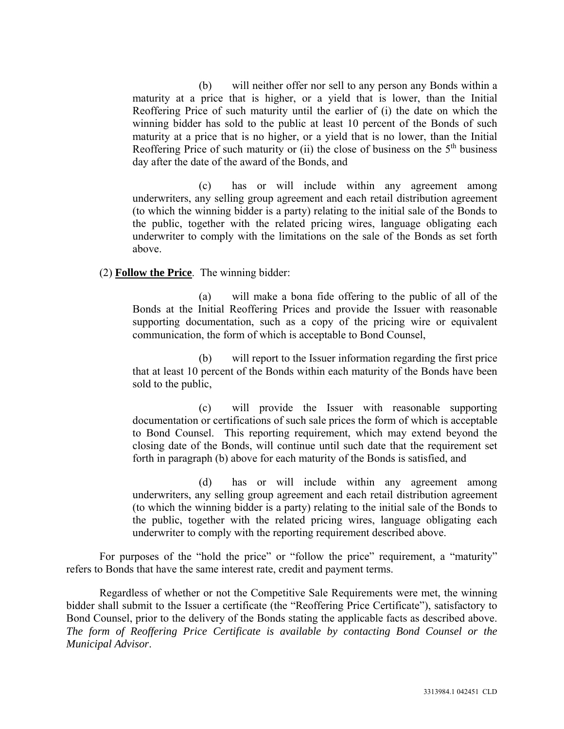(b) will neither offer nor sell to any person any Bonds within a maturity at a price that is higher, or a yield that is lower, than the Initial Reoffering Price of such maturity until the earlier of (i) the date on which the winning bidder has sold to the public at least 10 percent of the Bonds of such maturity at a price that is no higher, or a yield that is no lower, than the Initial Reoffering Price of such maturity or (ii) the close of business on the 5th business day after the date of the award of the Bonds, and

(c) has or will include within any agreement among underwriters, any selling group agreement and each retail distribution agreement (to which the winning bidder is a party) relating to the initial sale of the Bonds to the public, together with the related pricing wires, language obligating each underwriter to comply with the limitations on the sale of the Bonds as set forth above.

(2) **Follow the Price**. The winning bidder:

(a) will make a bona fide offering to the public of all of the Bonds at the Initial Reoffering Prices and provide the Issuer with reasonable supporting documentation, such as a copy of the pricing wire or equivalent communication, the form of which is acceptable to Bond Counsel,

(b) will report to the Issuer information regarding the first price that at least 10 percent of the Bonds within each maturity of the Bonds have been sold to the public,

(c) will provide the Issuer with reasonable supporting documentation or certifications of such sale prices the form of which is acceptable to Bond Counsel. This reporting requirement, which may extend beyond the closing date of the Bonds, will continue until such date that the requirement set forth in paragraph (b) above for each maturity of the Bonds is satisfied, and

(d) has or will include within any agreement among underwriters, any selling group agreement and each retail distribution agreement (to which the winning bidder is a party) relating to the initial sale of the Bonds to the public, together with the related pricing wires, language obligating each underwriter to comply with the reporting requirement described above.

For purposes of the "hold the price" or "follow the price" requirement, a "maturity" refers to Bonds that have the same interest rate, credit and payment terms.

Regardless of whether or not the Competitive Sale Requirements were met, the winning bidder shall submit to the Issuer a certificate (the "Reoffering Price Certificate"), satisfactory to Bond Counsel, prior to the delivery of the Bonds stating the applicable facts as described above. *The form of Reoffering Price Certificate is available by contacting Bond Counsel or the Municipal Advisor*.

3313984.1 042451 CLD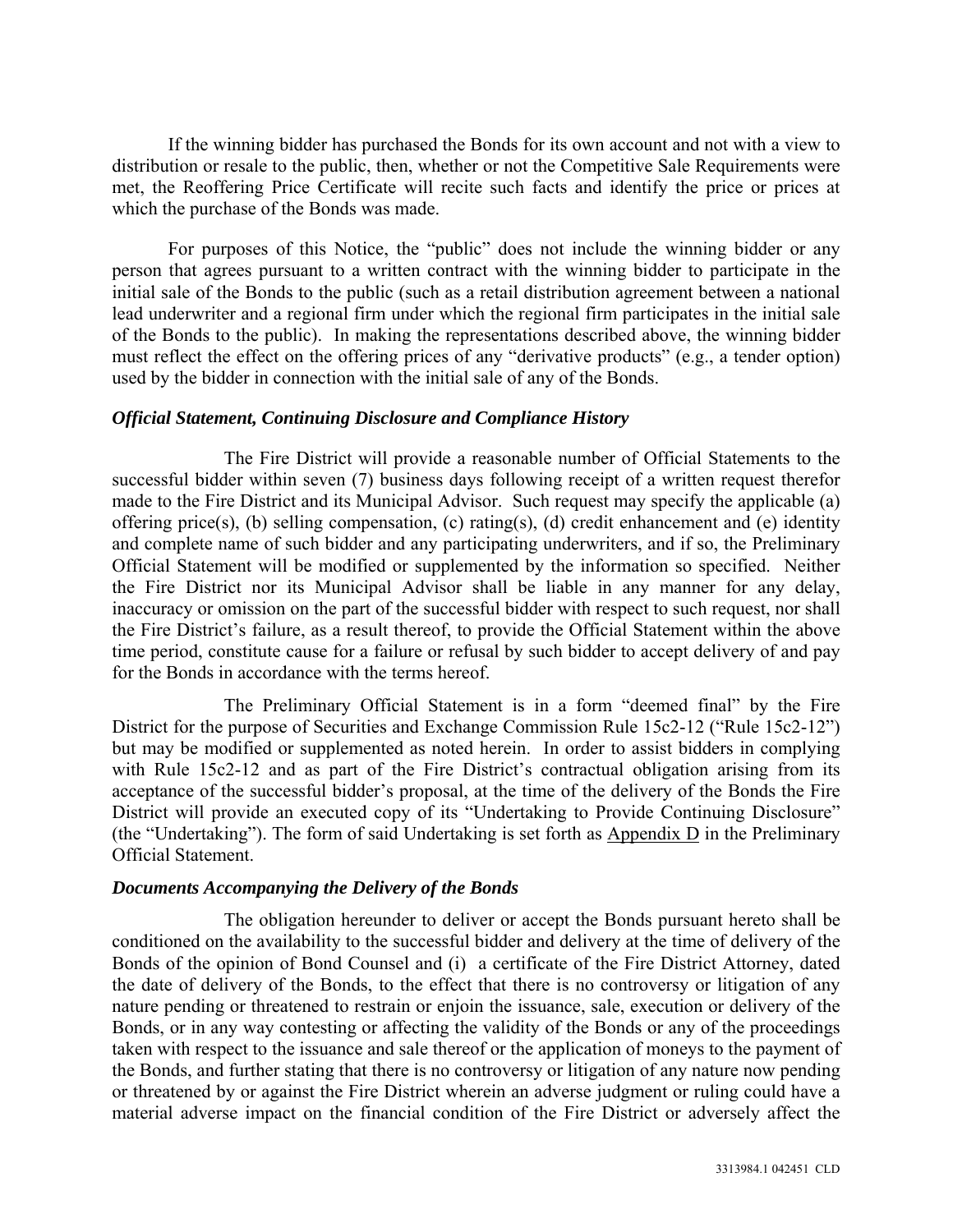If the winning bidder has purchased the Bonds for its own account and not with a view to distribution or resale to the public, then, whether or not the Competitive Sale Requirements were met, the Reoffering Price Certificate will recite such facts and identify the price or prices at which the purchase of the Bonds was made.

For purposes of this Notice, the "public" does not include the winning bidder or any person that agrees pursuant to a written contract with the winning bidder to participate in the initial sale of the Bonds to the public (such as a retail distribution agreement between a national lead underwriter and a regional firm under which the regional firm participates in the initial sale of the Bonds to the public). In making the representations described above, the winning bidder must reflect the effect on the offering prices of any "derivative products" (e.g., a tender option) used by the bidder in connection with the initial sale of any of the Bonds.

### *Official Statement, Continuing Disclosure and Compliance History*

The Fire District will provide a reasonable number of Official Statements to the successful bidder within seven (7) business days following receipt of a written request therefor made to the Fire District and its Municipal Advisor. Such request may specify the applicable (a) offering price(s), (b) selling compensation, (c) rating(s), (d) credit enhancement and (e) identity and complete name of such bidder and any participating underwriters, and if so, the Preliminary Official Statement will be modified or supplemented by the information so specified. Neither the Fire District nor its Municipal Advisor shall be liable in any manner for any delay, inaccuracy or omission on the part of the successful bidder with respect to such request, nor shall the Fire District's failure, as a result thereof, to provide the Official Statement within the above time period, constitute cause for a failure or refusal by such bidder to accept delivery of and pay for the Bonds in accordance with the terms hereof.

The Preliminary Official Statement is in a form "deemed final" by the Fire District for the purpose of Securities and Exchange Commission Rule 15c2-12 ("Rule 15c2-12") but may be modified or supplemented as noted herein. In order to assist bidders in complying with Rule 15c2-12 and as part of the Fire District's contractual obligation arising from its acceptance of the successful bidder's proposal, at the time of the delivery of the Bonds the Fire District will provide an executed copy of its "Undertaking to Provide Continuing Disclosure" (the "Undertaking"). The form of said Undertaking is set forth as Appendix D in the Preliminary Official Statement.

### *Documents Accompanying the Delivery of the Bonds*

The obligation hereunder to deliver or accept the Bonds pursuant hereto shall be conditioned on the availability to the successful bidder and delivery at the time of delivery of the Bonds of the opinion of Bond Counsel and (i) a certificate of the Fire District Attorney, dated the date of delivery of the Bonds, to the effect that there is no controversy or litigation of any nature pending or threatened to restrain or enjoin the issuance, sale, execution or delivery of the Bonds, or in any way contesting or affecting the validity of the Bonds or any of the proceedings taken with respect to the issuance and sale thereof or the application of moneys to the payment of the Bonds, and further stating that there is no controversy or litigation of any nature now pending or threatened by or against the Fire District wherein an adverse judgment or ruling could have a material adverse impact on the financial condition of the Fire District or adversely affect the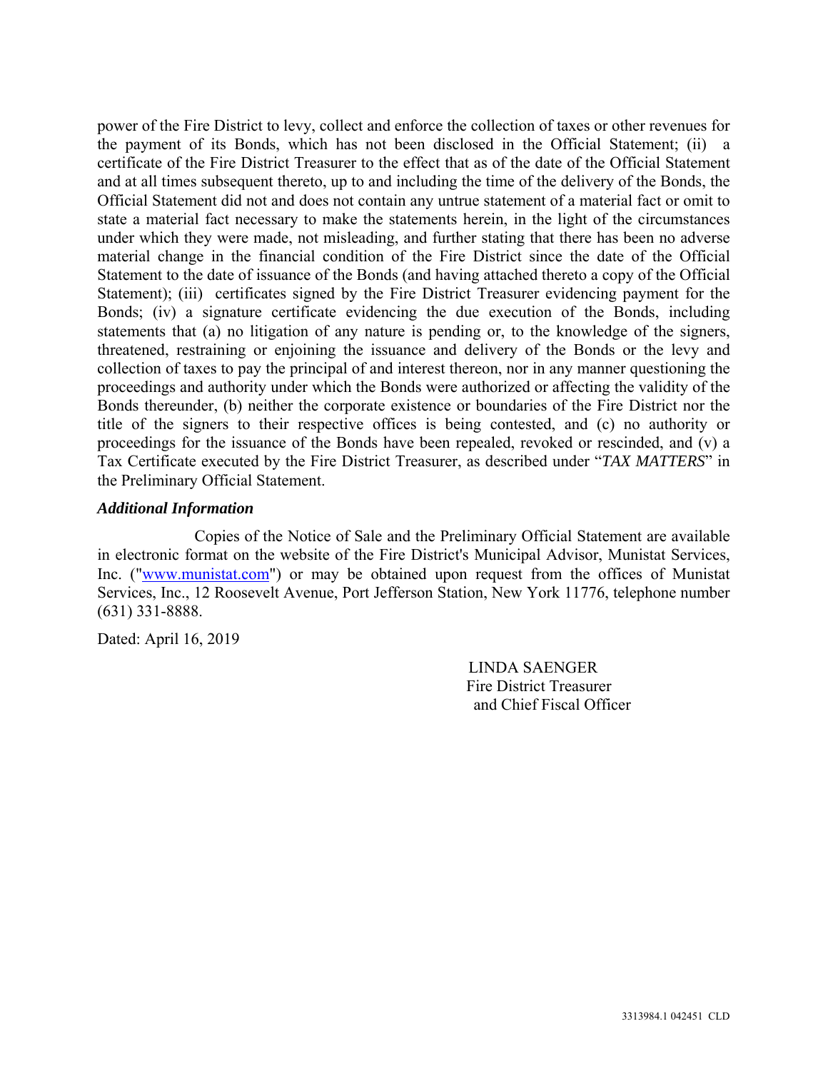power of the Fire District to levy, collect and enforce the collection of taxes or other revenues for the payment of its Bonds, which has not been disclosed in the Official Statement; (ii) a certificate of the Fire District Treasurer to the effect that as of the date of the Official Statement and at all times subsequent thereto, up to and including the time of the delivery of the Bonds, the Official Statement did not and does not contain any untrue statement of a material fact or omit to state a material fact necessary to make the statements herein, in the light of the circumstances under which they were made, not misleading, and further stating that there has been no adverse material change in the financial condition of the Fire District since the date of the Official Statement to the date of issuance of the Bonds (and having attached thereto a copy of the Official Statement); (iii) certificates signed by the Fire District Treasurer evidencing payment for the Bonds; (iv) a signature certificate evidencing the due execution of the Bonds, including statements that (a) no litigation of any nature is pending or, to the knowledge of the signers, threatened, restraining or enjoining the issuance and delivery of the Bonds or the levy and collection of taxes to pay the principal of and interest thereon, nor in any manner questioning the proceedings and authority under which the Bonds were authorized or affecting the validity of the Bonds thereunder, (b) neither the corporate existence or boundaries of the Fire District nor the title of the signers to their respective offices is being contested, and (c) no authority or proceedings for the issuance of the Bonds have been repealed, revoked or rescinded, and (v) a Tax Certificate executed by the Fire District Treasurer, as described under "*TAX MATTERS*" in the Preliminary Official Statement.

***Additional Information***

Copies of the Notice of Sale and the Preliminary Official Statement are available in electronic format on the website of the Fire District's Municipal Advisor, Munistat Services, Inc. ("www.munistat.com") or may be obtained upon request from the offices of Munistat Services, Inc., 12 Roosevelt Avenue, Port Jefferson Station, New York 11776, telephone number (631) 331-8888.

Dated: April 16, 2019

LINDA SAENGER
Fire District Treasurer
and Chief Fiscal Officer

3313984.1 042451 CLD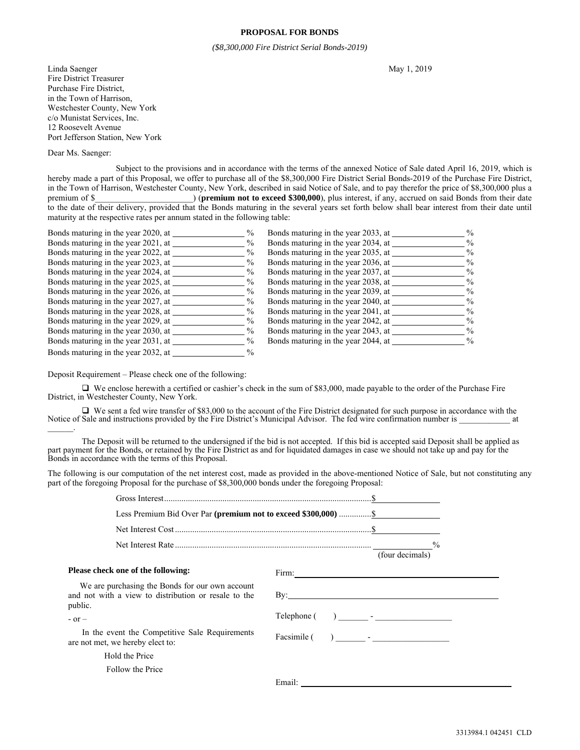**PROPOSAL FOR BONDS**

*($8,300,000 Fire District Serial Bonds-2019)*

Linda Saenger
Fire District Treasurer
Purchase Fire District,
in the Town of Harrison,
Westchester County, New York
c/o Munistat Services, Inc.
12 Roosevelt Avenue
Port Jefferson Station, New York

May 1, 2019

Dear Ms. Saenger:

Subject to the provisions and in accordance with the terms of the annexed Notice of Sale dated April 16, 2019, which is hereby made a part of this Proposal, we offer to purchase all of the $8,300,000 Fire District Serial Bonds-2019 of the Purchase Fire District, in the Town of Harrison, Westchester County, New York, described in said Notice of Sale, and to pay therefor the price of $8,300,000 plus a premium of $\_\_\_\_\_\_\_\_\_\_\_\_\_\_\_\_\_\_\_\_ (**premium not to exceed $300,000**), plus interest, if any, accrued on said Bonds from their date to the date of their delivery, provided that the Bonds maturing in the several years set forth below shall bear interest from their date until maturity at the respective rates per annum stated in the following table:

| | |
|---|---|
| Bonds maturing in the year 2020, at \_\_\_\_\_\_\_\_\_\_ % | Bonds maturing in the year 2033, at \_\_\_\_\_\_\_\_\_\_ % |
| Bonds maturing in the year 2021, at \_\_\_\_\_\_\_\_\_\_ % | Bonds maturing in the year 2034, at \_\_\_\_\_\_\_\_\_\_ % |
| Bonds maturing in the year 2022, at \_\_\_\_\_\_\_\_\_\_ % | Bonds maturing in the year 2035, at \_\_\_\_\_\_\_\_\_\_ % |
| Bonds maturing in the year 2023, at \_\_\_\_\_\_\_\_\_\_ % | Bonds maturing in the year 2036, at \_\_\_\_\_\_\_\_\_\_ % |
| Bonds maturing in the year 2024, at \_\_\_\_\_\_\_\_\_\_ % | Bonds maturing in the year 2037, at \_\_\_\_\_\_\_\_\_\_ % |
| Bonds maturing in the year 2025, at \_\_\_\_\_\_\_\_\_\_ % | Bonds maturing in the year 2038, at \_\_\_\_\_\_\_\_\_\_ % |
| Bonds maturing in the year 2026, at \_\_\_\_\_\_\_\_\_\_ % | Bonds maturing in the year 2039, at \_\_\_\_\_\_\_\_\_\_ % |
| Bonds maturing in the year 2027, at \_\_\_\_\_\_\_\_\_\_ % | Bonds maturing in the year 2040, at \_\_\_\_\_\_\_\_\_\_ % |
| Bonds maturing in the year 2028, at \_\_\_\_\_\_\_\_\_\_ % | Bonds maturing in the year 2041, at \_\_\_\_\_\_\_\_\_\_ % |
| Bonds maturing in the year 2029, at \_\_\_\_\_\_\_\_\_\_ % | Bonds maturing in the year 2042, at \_\_\_\_\_\_\_\_\_\_ % |
| Bonds maturing in the year 2030, at \_\_\_\_\_\_\_\_\_\_ % | Bonds maturing in the year 2043, at \_\_\_\_\_\_\_\_\_\_ % |
| Bonds maturing in the year 2031, at \_\_\_\_\_\_\_\_\_\_ % | Bonds maturing in the year 2044, at \_\_\_\_\_\_\_\_\_\_ % |
| Bonds maturing in the year 2032, at \_\_\_\_\_\_\_\_\_\_ % | |

Deposit Requirement – Please check one of the following:

❑ We enclose herewith a certified or cashier's check in the sum of $83,000, made payable to the order of the Purchase Fire District, in Westchester County, New York.

❑ We sent a fed wire transfer of $83,000 to the account of the Fire District designated for such purpose in accordance with the Notice of Sale and instructions provided by the Fire District's Municipal Advisor. The fed wire confirmation number is \_\_\_\_\_\_\_\_\_\_ at \_\_\_\_\_\_.

The Deposit will be returned to the undersigned if the bid is not accepted. If this bid is accepted said Deposit shall be applied as part payment for the Bonds, or retained by the Fire District as and for liquidated damages in case we should not take up and pay for the Bonds in accordance with the terms of this Proposal.

The following is our computation of the net interest cost, made as provided in the above-mentioned Notice of Sale, but not constituting any part of the foregoing Proposal for the purchase of $8,300,000 bonds under the foregoing Proposal:

Gross Interest............................................................................................$\_\_\_\_\_\_\_\_\_\_

Less Premium Bid Over Par **(premium not to exceed $300,000)** ...............$\_\_\_\_\_\_\_\_\_\_

Net Interest Cost..........................................................................................$\_\_\_\_\_\_\_\_\_\_

Net Interest Rate.......................................................................................... \_\_\_\_\_\_\_\_\_\_%
(four decimals)

**Please check one of the following:**

We are purchasing the Bonds for our own account and not with a view to distribution or resale to the public.

- or –

In the event the Competitive Sale Requirements are not met, we hereby elect to:

Hold the Price

Follow the Price

Firm: \_\_\_\_\_\_\_\_\_\_\_\_\_\_\_\_\_\_\_\_

By: \_\_\_\_\_\_\_\_\_\_\_\_\_\_\_\_\_\_\_\_

Telephone ( ) \_\_\_\_\_\_ - \_\_\_\_\_\_\_\_\_\_

Facsimile ( ) \_\_\_\_\_\_ - \_\_\_\_\_\_\_\_\_\_

Email: \_\_\_\_\_\_\_\_\_\_\_\_\_\_\_\_\_\_\_\_

3313984.1 042451 CLD